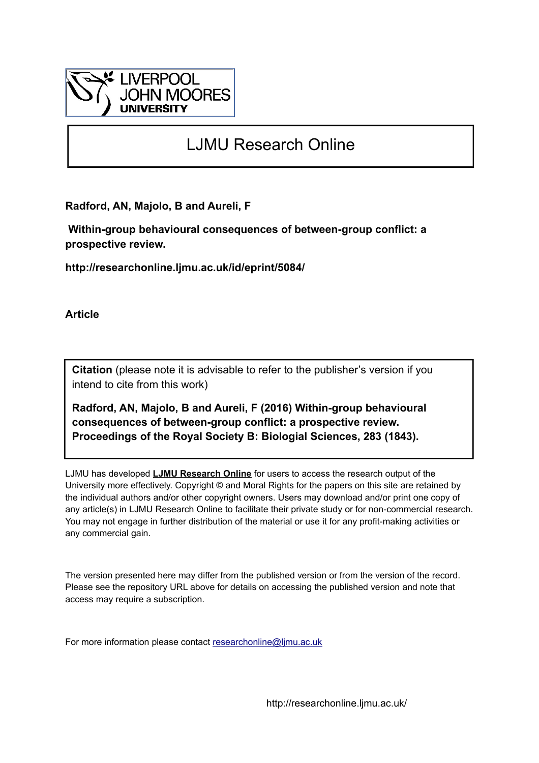LIVERPOOL
JOHN MOORES
UNIVERSITY

# LJMU Research Online

**Radford, AN, Majolo, B and Aureli, F**

**Within-group behavioural consequences of between-group conflict: a prospective review.**

**http://researchonline.ljmu.ac.uk/id/eprint/5084/**

**Article**

**Citation** (please note it is advisable to refer to the publisher's version if you intend to cite from this work)

**Radford, AN, Majolo, B and Aureli, F (2016) Within-group behavioural consequences of between-group conflict: a prospective review. Proceedings of the Royal Society B: Biologial Sciences, 283 (1843).**

LJMU has developed **LJMU Research Online** for users to access the research output of the University more effectively. Copyright © and Moral Rights for the papers on this site are retained by the individual authors and/or other copyright owners. Users may download and/or print one copy of any article(s) in LJMU Research Online to facilitate their private study or for non-commercial research. You may not engage in further distribution of the material or use it for any profit-making activities or any commercial gain.

The version presented here may differ from the published version or from the version of the record. Please see the repository URL above for details on accessing the published version and note that access may require a subscription.

For more information please contact researchonline@ljmu.ac.uk

http://researchonline.ljmu.ac.uk/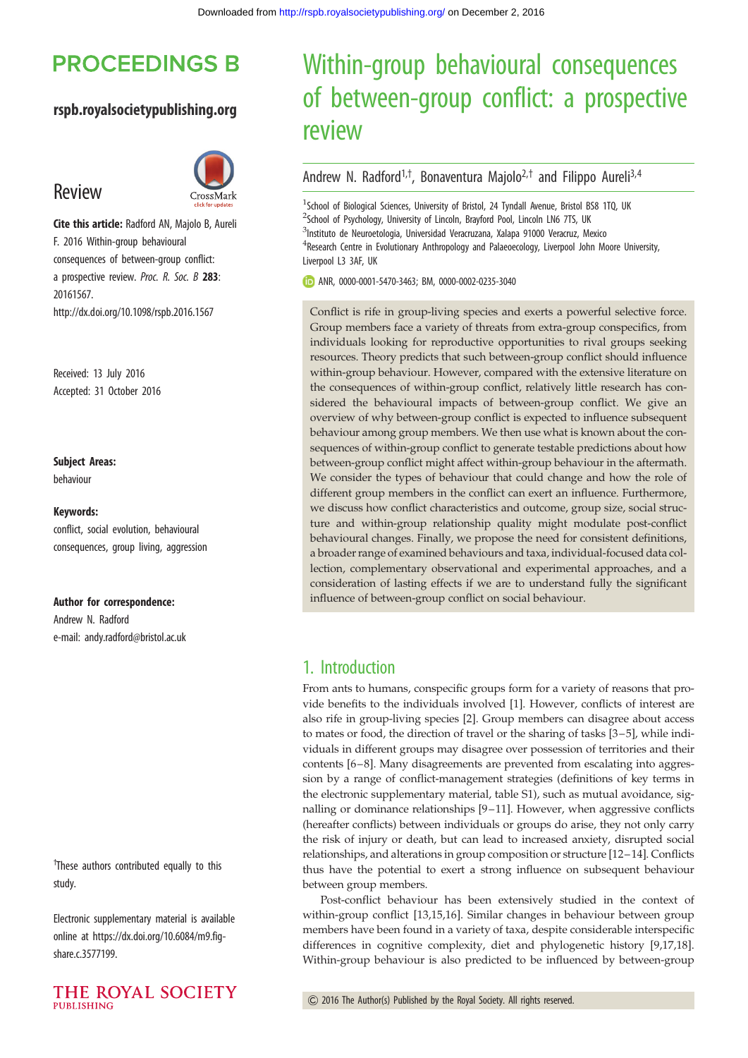# PROCEEDINGS B

**rspb.royalsocietypublishing.org**

## Review

**Cite this article:** Radford AN, Majolo B, Aureli F. 2016 Within-group behavioural consequences of between-group conflict: a prospective review. *Proc. R. Soc. B* **283**: 20161567.
http://dx.doi.org/10.1098/rspb.2016.1567

Received: 13 July 2016
Accepted: 31 October 2016

**Subject Areas:**
behaviour

**Keywords:**
conflict, social evolution, behavioural consequences, group living, aggression

**Author for correspondence:**
Andrew N. Radford
e-mail: andy.radford@bristol.ac.uk

[†]These authors contributed equally to this study.

Electronic supplementary material is available online at https://dx.doi.org/10.6084/m9.figshare.c.3577199.

# Within-group behavioural consequences of between-group conflict: a prospective review

Andrew N. Radford[1,†], Bonaventura Majolo[2,†] and Filippo Aureli[3,4]

[1]School of Biological Sciences, University of Bristol, 24 Tyndall Avenue, Bristol BS8 1TQ, UK
[2]School of Psychology, University of Lincoln, Brayford Pool, Lincoln LN6 7TS, UK
[3]Instituto de Neuroetologia, Universidad Veracruzana, Xalapa 91000 Veracruz, Mexico
[4]Research Centre in Evolutionary Anthropology and Palaeoecology, Liverpool John Moore University, Liverpool L3 3AF, UK

ANR, 0000-0001-5470-3463; BM, 0000-0002-0235-3040

Conflict is rife in group-living species and exerts a powerful selective force. Group members face a variety of threats from extra-group conspecifics, from individuals looking for reproductive opportunities to rival groups seeking resources. Theory predicts that such between-group conflict should influence within-group behaviour. However, compared with the extensive literature on the consequences of within-group conflict, relatively little research has considered the behavioural impacts of between-group conflict. We give an overview of why between-group conflict is expected to influence subsequent behaviour among group members. We then use what is known about the consequences of within-group conflict to generate testable predictions about how between-group conflict might affect within-group behaviour in the aftermath. We consider the types of behaviour that could change and how the role of different group members in the conflict can exert an influence. Furthermore, we discuss how conflict characteristics and outcome, group size, social structure and within-group relationship quality might modulate post-conflict behavioural changes. Finally, we propose the need for consistent definitions, a broader range of examined behaviours and taxa, individual-focused data collection, complementary observational and experimental approaches, and a consideration of lasting effects if we are to understand fully the significant influence of between-group conflict on social behaviour.

## 1. Introduction

From ants to humans, conspecific groups form for a variety of reasons that provide benefits to the individuals involved [1]. However, conflicts of interest are also rife in group-living species [2]. Group members can disagree about access to mates or food, the direction of travel or the sharing of tasks [3–5], while individuals in different groups may disagree over possession of territories and their contents [6–8]. Many disagreements are prevented from escalating into aggression by a range of conflict-management strategies (definitions of key terms in the electronic supplementary material, table S1), such as mutual avoidance, signalling or dominance relationships [9–11]. However, when aggressive conflicts (hereafter conflicts) between individuals or groups do arise, they not only carry the risk of injury or death, but can lead to increased anxiety, disrupted social relationships, and alterations in group composition or structure [12–14]. Conflicts thus have the potential to exert a strong influence on subsequent behaviour between group members.

Post-conflict behaviour has been extensively studied in the context of within-group conflict [13,15,16]. Similar changes in behaviour between group members have been found in a variety of taxa, despite considerable interspecific differences in cognitive complexity, diet and phylogenetic history [9,17,18]. Within-group behaviour is also predicted to be influenced by between-group

© 2016 The Author(s) Published by the Royal Society. All rights reserved.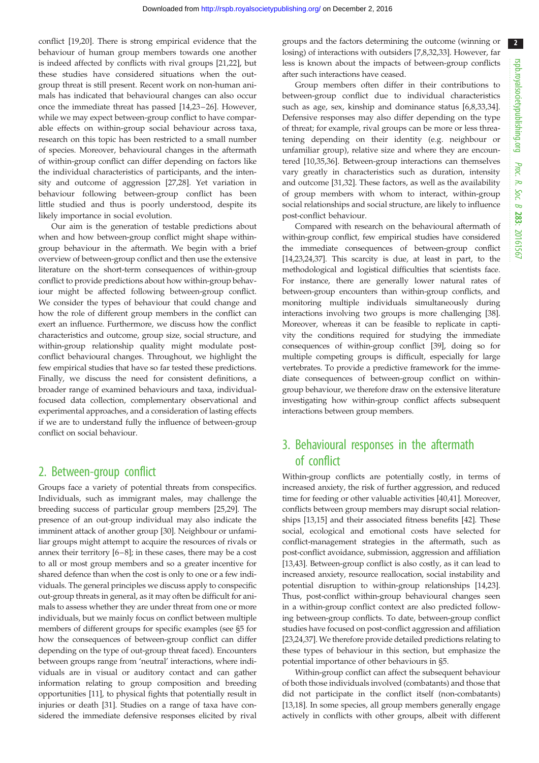conflict [19,20]. There is strong empirical evidence that the behaviour of human group members towards one another is indeed affected by conflicts with rival groups [21,22], but these studies have considered situations when the out-group threat is still present. Recent work on non-human animals has indicated that behavioural changes can also occur once the immediate threat has passed [14,23–26]. However, while we may expect between-group conflict to have comparable effects on within-group social behaviour across taxa, research on this topic has been restricted to a small number of species. Moreover, behavioural changes in the aftermath of within-group conflict can differ depending on factors like the individual characteristics of participants, and the intensity and outcome of aggression [27,28]. Yet variation in behaviour following between-group conflict has been little studied and thus is poorly understood, despite its likely importance in social evolution.

Our aim is the generation of testable predictions about when and how between-group conflict might shape within-group behaviour in the aftermath. We begin with a brief overview of between-group conflict and then use the extensive literature on the short-term consequences of within-group conflict to provide predictions about how within-group behaviour might be affected following between-group conflict. We consider the types of behaviour that could change and how the role of different group members in the conflict can exert an influence. Furthermore, we discuss how the conflict characteristics and outcome, group size, social structure, and within-group relationship quality might modulate post-conflict behavioural changes. Throughout, we highlight the few empirical studies that have so far tested these predictions. Finally, we discuss the need for consistent definitions, a broader range of examined behaviours and taxa, individual-focused data collection, complementary observational and experimental approaches, and a consideration of lasting effects if we are to understand fully the influence of between-group conflict on social behaviour.

## 2. Between-group conflict

Groups face a variety of potential threats from conspecifics. Individuals, such as immigrant males, may challenge the breeding success of particular group members [25,29]. The presence of an out-group individual may also indicate the imminent attack of another group [30]. Neighbour or unfamiliar groups might attempt to acquire the resources of rivals or annex their territory [6–8]; in these cases, there may be a cost to all or most group members and so a greater incentive for shared defence than when the cost is only to one or a few individuals. The general principles we discuss apply to conspecific out-group threats in general, as it may often be difficult for animals to assess whether they are under threat from one or more individuals, but we mainly focus on conflict between multiple members of different groups for specific examples (see §5 for how the consequences of between-group conflict can differ depending on the type of out-group threat faced). Encounters between groups range from 'neutral' interactions, where individuals are in visual or auditory contact and can gather information relating to group composition and breeding opportunities [11], to physical fights that potentially result in injuries or death [31]. Studies on a range of taxa have considered the immediate defensive responses elicited by rival groups and the factors determining the outcome (winning or losing) of interactions with outsiders [7,8,32,33]. However, far less is known about the impacts of between-group conflicts after such interactions have ceased.

Group members often differ in their contributions to between-group conflict due to individual characteristics such as age, sex, kinship and dominance status [6,8,33,34]. Defensive responses may also differ depending on the type of threat; for example, rival groups can be more or less threatening depending on their identity (e.g. neighbour or unfamiliar group), relative size and where they are encountered [10,35,36]. Between-group interactions can themselves vary greatly in characteristics such as duration, intensity and outcome [31,32]. These factors, as well as the availability of group members with whom to interact, within-group social relationships and social structure, are likely to influence post-conflict behaviour.

Compared with research on the behavioural aftermath of within-group conflict, few empirical studies have considered the immediate consequences of between-group conflict [14,23,24,37]. This scarcity is due, at least in part, to the methodological and logistical difficulties that scientists face. For instance, there are generally lower natural rates of between-group encounters than within-group conflicts, and monitoring multiple individuals simultaneously during interactions involving two groups is more challenging [38]. Moreover, whereas it can be feasible to replicate in captivity the conditions required for studying the immediate consequences of within-group conflict [39], doing so for multiple competing groups is difficult, especially for large vertebrates. To provide a predictive framework for the immediate consequences of between-group conflict on within-group behaviour, we therefore draw on the extensive literature investigating how within-group conflict affects subsequent interactions between group members.

## 3. Behavioural responses in the aftermath of conflict

Within-group conflicts are potentially costly, in terms of increased anxiety, the risk of further aggression, and reduced time for feeding or other valuable activities [40,41]. Moreover, conflicts between group members may disrupt social relationships [13,15] and their associated fitness benefits [42]. These social, ecological and emotional costs have selected for conflict-management strategies in the aftermath, such as post-conflict avoidance, submission, aggression and affiliation [13,43]. Between-group conflict is also costly, as it can lead to increased anxiety, resource reallocation, social instability and potential disruption to within-group relationships [14,23]. Thus, post-conflict within-group behavioural changes seen in a within-group conflict context are also predicted following between-group conflicts. To date, between-group conflict studies have focused on post-conflict aggression and affiliation [23,24,37]. We therefore provide detailed predictions relating to these types of behaviour in this section, but emphasize the potential importance of other behaviours in §5.

Within-group conflict can affect the subsequent behaviour of both those individuals involved (combatants) and those that did not participate in the conflict itself (non-combatants) [13,18]. In some species, all group members generally engage actively in conflicts with other groups, albeit with different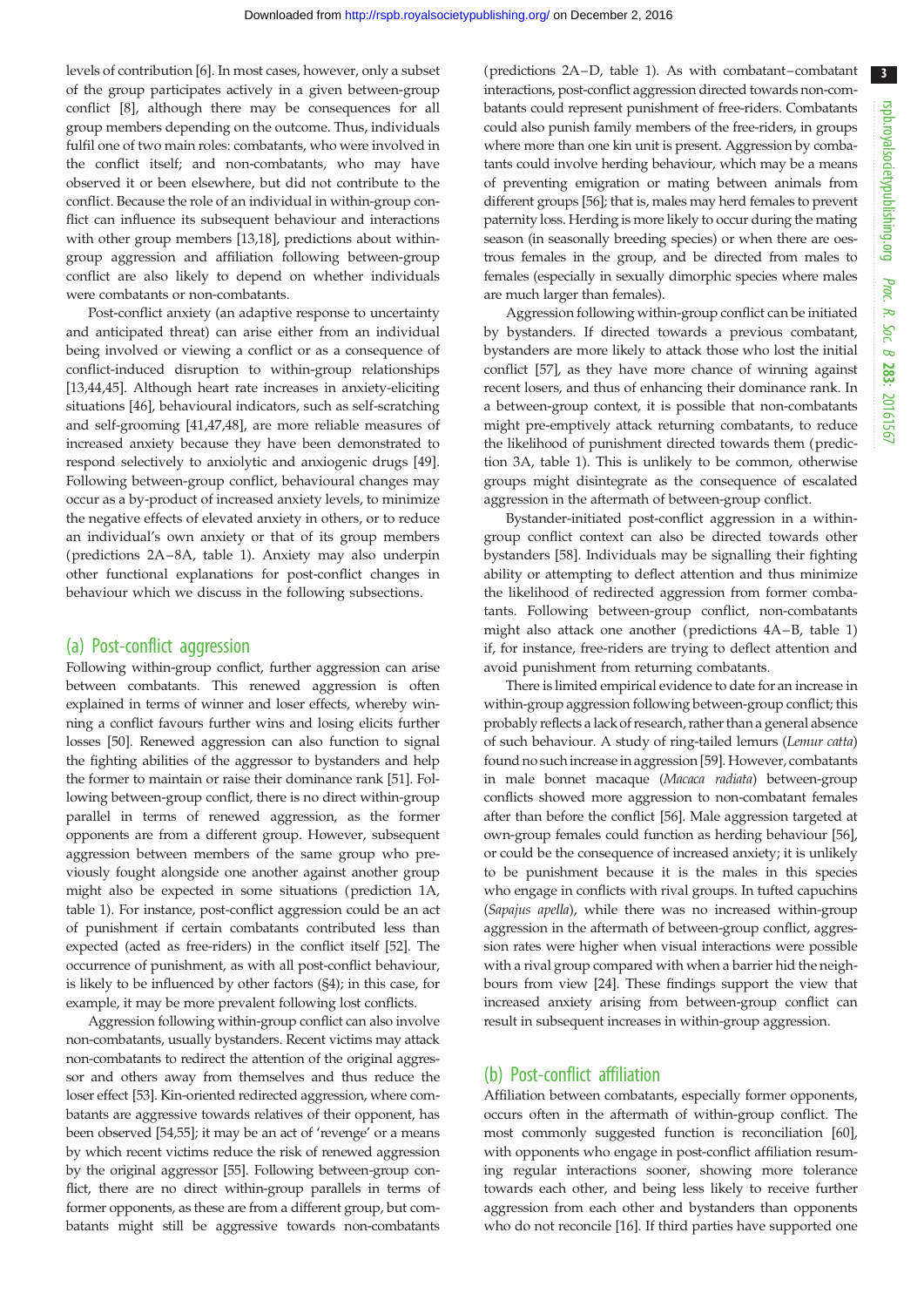levels of contribution [6]. In most cases, however, only a subset of the group participates actively in a given between-group conflict [8], although there may be consequences for all group members depending on the outcome. Thus, individuals fulfil one of two main roles: combatants, who were involved in the conflict itself; and non-combatants, who may have observed it or been elsewhere, but did not contribute to the conflict. Because the role of an individual in within-group conflict can influence its subsequent behaviour and interactions with other group members [13,18], predictions about within-group aggression and affiliation following between-group conflict are also likely to depend on whether individuals were combatants or non-combatants.

Post-conflict anxiety (an adaptive response to uncertainty and anticipated threat) can arise either from an individual being involved or viewing a conflict or as a consequence of conflict-induced disruption to within-group relationships [13,44,45]. Although heart rate increases in anxiety-eliciting situations [46], behavioural indicators, such as self-scratching and self-grooming [41,47,48], are more reliable measures of increased anxiety because they have been demonstrated to respond selectively to anxiolytic and anxiogenic drugs [49]. Following between-group conflict, behavioural changes may occur as a by-product of increased anxiety levels, to minimize the negative effects of elevated anxiety in others, or to reduce an individual's own anxiety or that of its group members (predictions 2A–8A, table 1). Anxiety may also underpin other functional explanations for post-conflict changes in behaviour which we discuss in the following subsections.

## (a) Post-conflict aggression

Following within-group conflict, further aggression can arise between combatants. This renewed aggression is often explained in terms of winner and loser effects, whereby winning a conflict favours further wins and losing elicits further losses [50]. Renewed aggression can also function to signal the fighting abilities of the aggressor to bystanders and help the former to maintain or raise their dominance rank [51]. Following between-group conflict, there is no direct within-group parallel in terms of renewed aggression, as the former opponents are from a different group. However, subsequent aggression between members of the same group who previously fought alongside one another against another group might also be expected in some situations (prediction 1A, table 1). For instance, post-conflict aggression could be an act of punishment if certain combatants contributed less than expected (acted as free-riders) in the conflict itself [52]. The occurrence of punishment, as with all post-conflict behaviour, is likely to be influenced by other factors (§4); in this case, for example, it may be more prevalent following lost conflicts.

Aggression following within-group conflict can also involve non-combatants, usually bystanders. Recent victims may attack non-combatants to redirect the attention of the original aggressor and others away from themselves and thus reduce the loser effect [53]. Kin-oriented redirected aggression, where combatants are aggressive towards relatives of their opponent, has been observed [54,55]; it may be an act of 'revenge' or a means by which recent victims reduce the risk of renewed aggression by the original aggressor [55]. Following between-group conflict, there are no direct within-group parallels in terms of former opponents, as these are from a different group, but combatants might still be aggressive towards non-combatants (predictions 2A–D, table 1). As with combatant–combatant interactions, post-conflict aggression directed towards non-combatants could represent punishment of free-riders. Combatants could also punish family members of the free-riders, in groups where more than one kin unit is present. Aggression by combatants could involve herding behaviour, which may be a means of preventing emigration or mating between animals from different groups [56]; that is, males may herd females to prevent paternity loss. Herding is more likely to occur during the mating season (in seasonally breeding species) or when there are oestrous females in the group, and be directed from males to females (especially in sexually dimorphic species where males are much larger than females).

Aggression following within-group conflict can be initiated by bystanders. If directed towards a previous combatant, bystanders are more likely to attack those who lost the initial conflict [57], as they have more chance of winning against recent losers, and thus of enhancing their dominance rank. In a between-group context, it is possible that non-combatants might pre-emptively attack returning combatants, to reduce the likelihood of punishment directed towards them (prediction 3A, table 1). This is unlikely to be common, otherwise groups might disintegrate as the consequence of escalated aggression in the aftermath of between-group conflict.

Bystander-initiated post-conflict aggression in a within-group conflict context can also be directed towards other bystanders [58]. Individuals may be signalling their fighting ability or attempting to deflect attention and thus minimize the likelihood of redirected aggression from former combatants. Following between-group conflict, non-combatants might also attack one another (predictions 4A–B, table 1) if, for instance, free-riders are trying to deflect attention and avoid punishment from returning combatants.

There is limited empirical evidence to date for an increase in within-group aggression following between-group conflict; this probably reflects a lack of research, rather than a general absence of such behaviour. A study of ring-tailed lemurs (*Lemur catta*) found no such increase in aggression [59]. However, combatants in male bonnet macaque (*Macaca radiata*) between-group conflicts showed more aggression to non-combatant females after than before the conflict [56]. Male aggression targeted at own-group females could function as herding behaviour [56], or could be the consequence of increased anxiety; it is unlikely to be punishment because it is the males in this species who engage in conflicts with rival groups. In tufted capuchins (*Sapajus apella*), while there was no increased within-group aggression in the aftermath of between-group conflict, aggression rates were higher when visual interactions were possible with a rival group compared with when a barrier hid the neighbours from view [24]. These findings support the view that increased anxiety arising from between-group conflict can result in subsequent increases in within-group aggression.

## (b) Post-conflict affiliation

Affiliation between combatants, especially former opponents, occurs often in the aftermath of within-group conflict. The most commonly suggested function is reconciliation [60], with opponents who engage in post-conflict affiliation resuming regular interactions sooner, showing more tolerance towards each other, and being less likely to receive further aggression from each other and bystanders than opponents who do not reconcile [16]. If third parties have supported one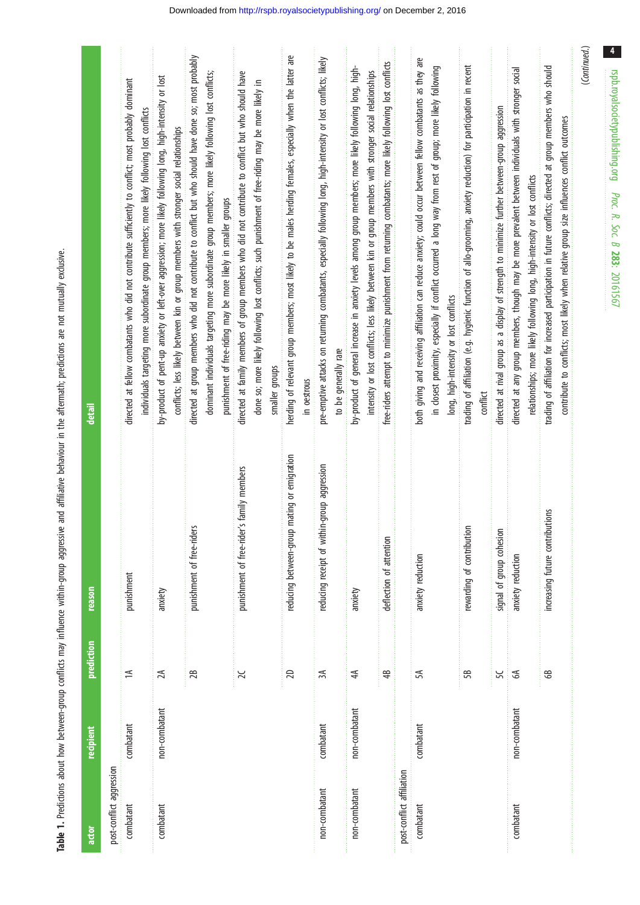**Table 1.** Predictions about how between-group conflicts may influence within-group aggressive and affiliative behaviour in the aftermath; predictions are not mutually exclusive.

| actor | recipient | prediction | reason | detail |
|---|---|---|---|---|
| post-conflict aggression | | | | |
| combatant | combatant | 1A | punishment | directed at fellow combatants who did not contribute sufficiently to conflict; most probably dominant individuals targeting more subordinate group members; more likely following lost conflicts |
| combatant | non-combatant | 2A | anxiety | by-product of pent-up anxiety or left-over aggression; more likely following long, high-intensity or lost conflicts; less likely between kin or group members with stronger social relationships |
| | | 2B | punishment of free-riders | directed at group members who did not contribute to conflict but who should have done so; most probably dominant individuals targeting more subordinate group members; more likely following lost conflicts; punishment of free-riding may be more likely in smaller groups |
| | | 2C | punishment of free-rider's family members | directed at family members of group members who did not contribute to conflict but who should have done so; more likely following lost conflicts; such punishment of free-riding may be more likely in smaller groups |
| | | 2D | reducing between-group mating or emigration | herding of relevant group members; most likely to be males herding females, especially when the latter are in oestrous |
| non-combatant | combatant | 3A | reducing receipt of within-group aggression | pre-emptive attacks on returning combatants, especially following long, high-intensity or lost conflicts; likely to be generally rare |
| non-combatant | non-combatant | 4A | anxiety | by-product of general increase in anxiety levels among group members; more likely following long, high-intensity or lost conflicts; less likely between kin or group members with stronger social relationships |
| | | 4B | deflection of attention | free-riders attempt to minimize punishment from returning combatants; more likely following lost conflicts |
| post-conflict affiliation | | | | |
| combatant | combatant | 5A | anxiety reduction | both giving and receiving affiliation can reduce anxiety; could occur between fellow combatants as they are in closest proximity, especially if conflict occurred a long way from rest of group; more likely following long, high-intensity or lost conflicts |
| | | 5B | rewarding of contribution | trading of affiliation (e.g. hygienic function of allo-grooming, anxiety reduction) for participation in recent conflict |
| | | 5C | signal of group cohesion | directed at rival group as a display of strength to minimize further between-group aggression |
| combatant | non-combatant | 6A | anxiety reduction | directed at any group members, though may be more prevalent between individuals with stronger social relationships; more likely following long, high-intensity or lost conflicts |
| | | 6B | increasing future contributions | trading of affiliation for increased participation in future conflicts; directed at group members who should contribute to conflicts; most likely when relative group size influences conflict outcomes |

(Continued.)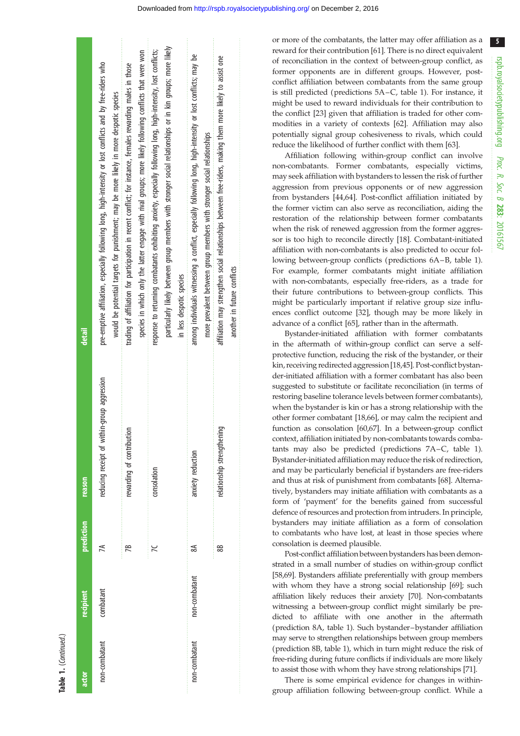**Table 1.** (*Continued.*)

| actor | recipient | prediction | reason | detail |
|---|---|---|---|---|
| non-combatant | combatant | 7A | reducing receipt of within-group aggression | pre-emptive affiliation, especially following long, high-intensity or lost conflicts and by free-riders who would be potential targets for punishment; may be more likely in more despotic species |
| | | 7B | rewarding of contribution | trading of affiliation for participation in recent conflict; for instance, females rewarding males in those species in which only the latter engage with rival groups; more likely following conflicts that were won |
| | | 7C | consolation | response to returning combatants exhibiting anxiety, especially following long, high-intensity, lost conflicts; particularly likely between group members with stronger social relationships or in kin groups; more likely in less despotic species |
| non-combatant | non-combatant | 8A | anxiety reduction | among individuals witnessing a conflict, especially following long, high-intensity or lost conflicts; may be more prevalent between group members with stronger social relationships |
| | | 8B | relationship strengthening | affiliation may strengthen social relationships between free-riders, making them more likely to assist one another in future conflicts |

or more of the combatants, the latter may offer affiliation as a reward for their contribution [61]. There is no direct equivalent of reconciliation in the context of between-group conflict, as former opponents are in different groups. However, post-conflict affiliation between combatants from the same group is still predicted (predictions 5A–C, table 1). For instance, it might be used to reward individuals for their contribution to the conflict [23] given that affiliation is traded for other commodities in a variety of contexts [62]. Affiliation may also potentially signal group cohesiveness to rivals, which could reduce the likelihood of further conflict with them [63].

Affiliation following within-group conflict can involve non-combatants. Former combatants, especially victims, may seek affiliation with bystanders to lessen the risk of further aggression from previous opponents or of new aggression from bystanders [44,64]. Post-conflict affiliation initiated by the former victim can also serve as reconciliation, aiding the restoration of the relationship between former combatants when the risk of renewed aggression from the former aggressor is too high to reconcile directly [18]. Combatant-initiated affiliation with non-combatants is also predicted to occur following between-group conflicts (predictions 6A–B, table 1). For example, former combatants might initiate affiliation with non-combatants, especially free-riders, as a trade for their future contributions to between-group conflicts. This might be particularly important if relative group size influences conflict outcome [32], though may be more likely in advance of a conflict [65], rather than in the aftermath.

Bystander-initiated affiliation with former combatants in the aftermath of within-group conflict can serve a self-protective function, reducing the risk of the bystander, or their kin, receiving redirected aggression [18,45]. Post-conflict bystander-initiated affiliation with a former combatant has also been suggested to substitute or facilitate reconciliation (in terms of restoring baseline tolerance levels between former combatants), when the bystander is kin or has a strong relationship with the other former combatant [18,66], or may calm the recipient and function as consolation [60,67]. In a between-group conflict context, affiliation initiated by non-combatants towards combatants may also be predicted (predictions 7A–C, table 1). Bystander-initiated affiliation may reduce the risk of redirection, and may be particularly beneficial if bystanders are free-riders and thus at risk of punishment from combatants [68]. Alternatively, bystanders may initiate affiliation with combatants as a form of 'payment' for the benefits gained from successful defence of resources and protection from intruders. In principle, bystanders may initiate affiliation as a form of consolation to combatants who have lost, at least in those species where consolation is deemed plausible.

Post-conflict affiliation between bystanders has been demonstrated in a small number of studies on within-group conflict [58,69]. Bystanders affiliate preferentially with group members with whom they have a strong social relationship [69]; such affiliation likely reduces their anxiety [70]. Non-combatants witnessing a between-group conflict might similarly be predicted to affiliate with one another in the aftermath (prediction 8A, table 1). Such bystander–bystander affiliation may serve to strengthen relationships between group members (prediction 8B, table 1), which in turn might reduce the risk of free-riding during future conflicts if individuals are more likely to assist those with whom they have strong relationships [71].

There is some empirical evidence for changes in within-group affiliation following between-group conflict. While a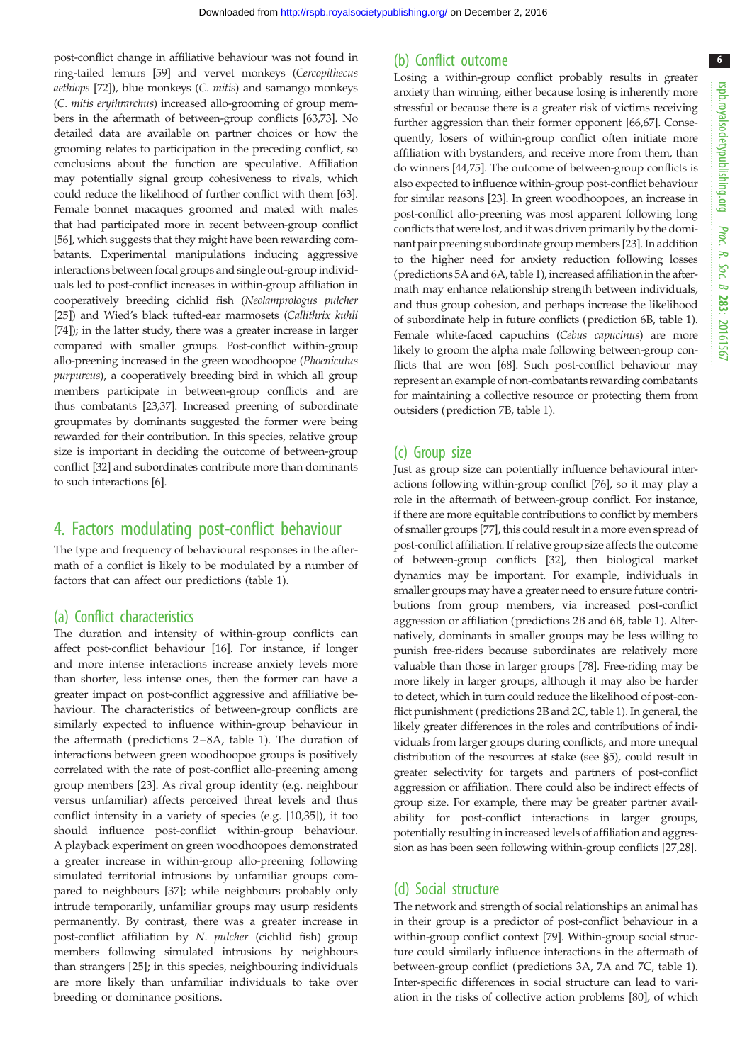post-conflict change in affiliative behaviour was not found in ring-tailed lemurs [59] and vervet monkeys (*Cercopithecus aethiops* [72]), blue monkeys (*C. mitis*) and samango monkeys (*C. mitis erythrarchus*) increased allo-grooming of group members in the aftermath of between-group conflicts [63,73]. No detailed data are available on partner choices or how the grooming relates to participation in the preceding conflict, so conclusions about the function are speculative. Affiliation may potentially signal group cohesiveness to rivals, which could reduce the likelihood of further conflict with them [63]. Female bonnet macaques groomed and mated with males that had participated more in recent between-group conflict [56], which suggests that they might have been rewarding combatants. Experimental manipulations inducing aggressive interactions between focal groups and single out-group individuals led to post-conflict increases in within-group affiliation in cooperatively breeding cichlid fish (*Neolamprologus pulcher* [25]) and Wied's black tufted-ear marmosets (*Callithrix kuhli* [74]); in the latter study, there was a greater increase in larger compared with smaller groups. Post-conflict within-group allo-preening increased in the green woodhoopoe (*Phoeniculus purpureus*), a cooperatively breeding bird in which all group members participate in between-group conflicts and are thus combatants [23,37]. Increased preening of subordinate groupmates by dominants suggested the former were being rewarded for their contribution. In this species, relative group size is important in deciding the outcome of between-group conflict [32] and subordinates contribute more than dominants to such interactions [6].

## 4. Factors modulating post-conflict behaviour

The type and frequency of behavioural responses in the aftermath of a conflict is likely to be modulated by a number of factors that can affect our predictions (table 1).

### (a) Conflict characteristics

The duration and intensity of within-group conflicts can affect post-conflict behaviour [16]. For instance, if longer and more intense interactions increase anxiety levels more than shorter, less intense ones, then the former can have a greater impact on post-conflict aggressive and affiliative behaviour. The characteristics of between-group conflicts are similarly expected to influence within-group behaviour in the aftermath (predictions 2–8A, table 1). The duration of interactions between green woodhoopoe groups is positively correlated with the rate of post-conflict allo-preening among group members [23]. As rival group identity (e.g. neighbour versus unfamiliar) affects perceived threat levels and thus conflict intensity in a variety of species (e.g. [10,35]), it too should influence post-conflict within-group behaviour. A playback experiment on green woodhoopoes demonstrated a greater increase in within-group allo-preening following simulated territorial intrusions by unfamiliar groups compared to neighbours [37]; while neighbours probably only intrude temporarily, unfamiliar groups may usurp residents permanently. By contrast, there was a greater increase in post-conflict affiliation by *N. pulcher* (cichlid fish) group members following simulated intrusions by neighbours than strangers [25]; in this species, neighbouring individuals are more likely than unfamiliar individuals to take over breeding or dominance positions.

### (b) Conflict outcome

Losing a within-group conflict probably results in greater anxiety than winning, either because losing is inherently more stressful or because there is a greater risk of victims receiving further aggression than their former opponent [66,67]. Consequently, losers of within-group conflict often initiate more affiliation with bystanders, and receive more from them, than do winners [44,75]. The outcome of between-group conflicts is also expected to influence within-group post-conflict behaviour for similar reasons [23]. In green woodhoopoes, an increase in post-conflict allo-preening was most apparent following long conflicts that were lost, and it was driven primarily by the dominant pair preening subordinate group members [23]. In addition to the higher need for anxiety reduction following losses (predictions 5A and 6A, table 1), increased affiliation in the aftermath may enhance relationship strength between individuals, and thus group cohesion, and perhaps increase the likelihood of subordinate help in future conflicts (prediction 6B, table 1). Female white-faced capuchins (*Cebus capucinus*) are more likely to groom the alpha male following between-group conflicts that are won [68]. Such post-conflict behaviour may represent an example of non-combatants rewarding combatants for maintaining a collective resource or protecting them from outsiders (prediction 7B, table 1).

### (c) Group size

Just as group size can potentially influence behavioural interactions following within-group conflict [76], so it may play a role in the aftermath of between-group conflict. For instance, if there are more equitable contributions to conflict by members of smaller groups [77], this could result in a more even spread of post-conflict affiliation. If relative group size affects the outcome of between-group conflicts [32], then biological market dynamics may be important. For example, individuals in smaller groups may have a greater need to ensure future contributions from group members, via increased post-conflict aggression or affiliation (predictions 2B and 6B, table 1). Alternatively, dominants in smaller groups may be less willing to punish free-riders because subordinates are relatively more valuable than those in larger groups [78]. Free-riding may be more likely in larger groups, although it may also be harder to detect, which in turn could reduce the likelihood of post-conflict punishment (predictions 2B and 2C, table 1). In general, the likely greater differences in the roles and contributions of individuals from larger groups during conflicts, and more unequal distribution of the resources at stake (see §5), could result in greater selectivity for targets and partners of post-conflict aggression or affiliation. There could also be indirect effects of group size. For example, there may be greater partner availability for post-conflict interactions in larger groups, potentially resulting in increased levels of affiliation and aggression as has been seen following within-group conflicts [27,28].

### (d) Social structure

The network and strength of social relationships an animal has in their group is a predictor of post-conflict behaviour in a within-group conflict context [79]. Within-group social structure could similarly influence interactions in the aftermath of between-group conflict (predictions 3A, 7A and 7C, table 1). Inter-specific differences in social structure can lead to variation in the risks of collective action problems [80], of which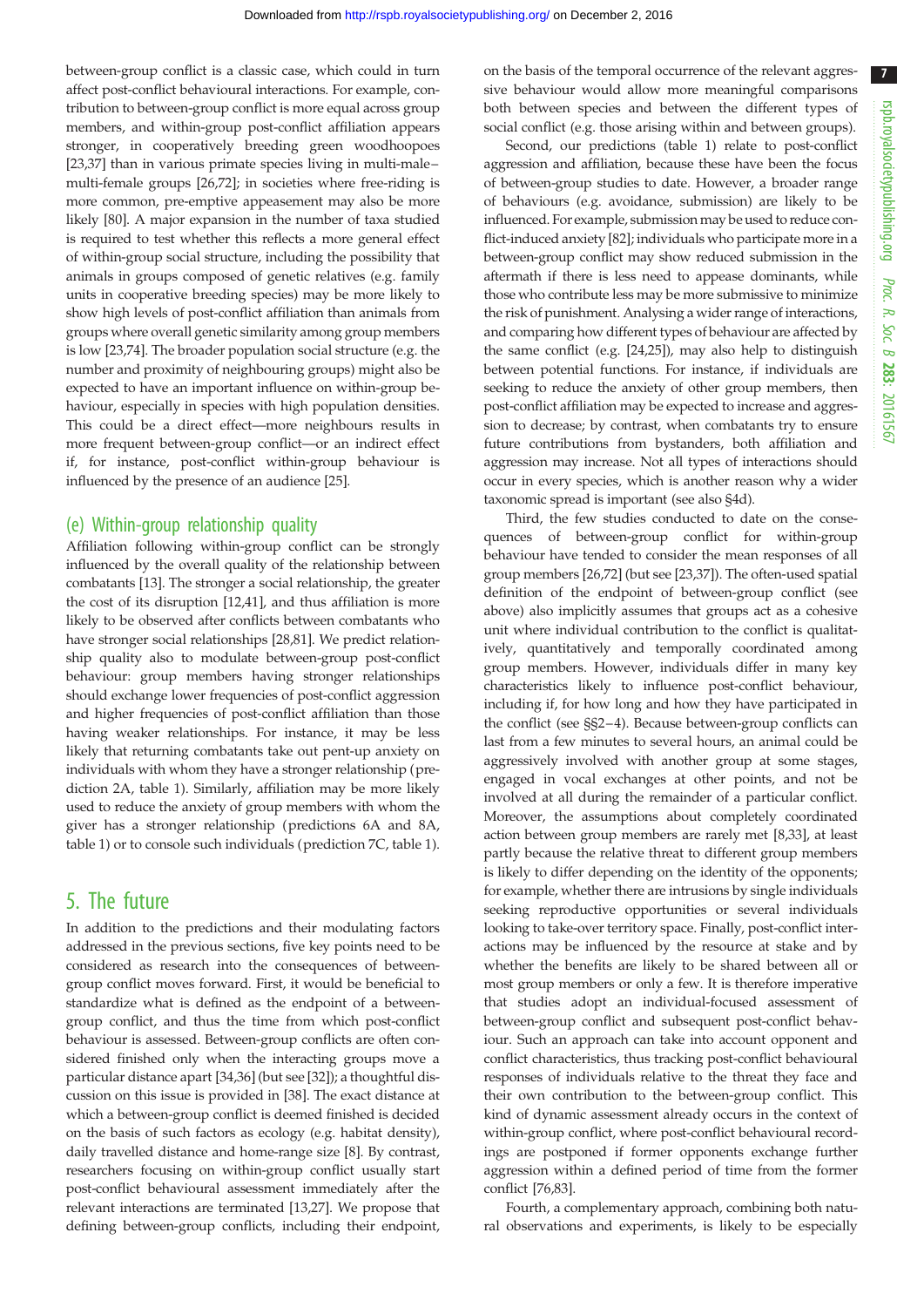between-group conflict is a classic case, which could in turn affect post-conflict behavioural interactions. For example, contribution to between-group conflict is more equal across group members, and within-group post-conflict affiliation appears stronger, in cooperatively breeding green woodhoopoes [23,37] than in various primate species living in multi-male–multi-female groups [26,72]; in societies where free-riding is more common, pre-emptive appeasement may also be more likely [80]. A major expansion in the number of taxa studied is required to test whether this reflects a more general effect of within-group social structure, including the possibility that animals in groups composed of genetic relatives (e.g. family units in cooperative breeding species) may be more likely to show high levels of post-conflict affiliation than animals from groups where overall genetic similarity among group members is low [23,74]. The broader population social structure (e.g. the number and proximity of neighbouring groups) might also be expected to have an important influence on within-group behaviour, especially in species with high population densities. This could be a direct effect—more neighbours results in more frequent between-group conflict—or an indirect effect if, for instance, post-conflict within-group behaviour is influenced by the presence of an audience [25].

### (e) Within-group relationship quality

Affiliation following within-group conflict can be strongly influenced by the overall quality of the relationship between combatants [13]. The stronger a social relationship, the greater the cost of its disruption [12,41], and thus affiliation is more likely to be observed after conflicts between combatants who have stronger social relationships [28,81]. We predict relationship quality also to modulate between-group post-conflict behaviour: group members having stronger relationships should exchange lower frequencies of post-conflict aggression and higher frequencies of post-conflict affiliation than those having weaker relationships. For instance, it may be less likely that returning combatants take out pent-up anxiety on individuals with whom they have a stronger relationship (prediction 2A, table 1). Similarly, affiliation may be more likely used to reduce the anxiety of group members with whom the giver has a stronger relationship (predictions 6A and 8A, table 1) or to console such individuals (prediction 7C, table 1).

## 5. The future

In addition to the predictions and their modulating factors addressed in the previous sections, five key points need to be considered as research into the consequences of between-group conflict moves forward. First, it would be beneficial to standardize what is defined as the endpoint of a between-group conflict, and thus the time from which post-conflict behaviour is assessed. Between-group conflicts are often considered finished only when the interacting groups move a particular distance apart [34,36] (but see [32]); a thoughtful discussion on this issue is provided in [38]. The exact distance at which a between-group conflict is deemed finished is decided on the basis of such factors as ecology (e.g. habitat density), daily travelled distance and home-range size [8]. By contrast, researchers focusing on within-group conflict usually start post-conflict behavioural assessment immediately after the relevant interactions are terminated [13,27]. We propose that defining between-group conflicts, including their endpoint, on the basis of the temporal occurrence of the relevant aggressive behaviour would allow more meaningful comparisons both between species and between the different types of social conflict (e.g. those arising within and between groups).

Second, our predictions (table 1) relate to post-conflict aggression and affiliation, because these have been the focus of between-group studies to date. However, a broader range of behaviours (e.g. avoidance, submission) are likely to be influenced. For example, submission may be used to reduce conflict-induced anxiety [82]; individuals who participate more in a between-group conflict may show reduced submission in the aftermath if there is less need to appease dominants, while those who contribute less may be more submissive to minimize the risk of punishment. Analysing a wider range of interactions, and comparing how different types of behaviour are affected by the same conflict (e.g. [24,25]), may also help to distinguish between potential functions. For instance, if individuals are seeking to reduce the anxiety of other group members, then post-conflict affiliation may be expected to increase and aggression to decrease; by contrast, when combatants try to ensure future contributions from bystanders, both affiliation and aggression may increase. Not all types of interactions should occur in every species, which is another reason why a wider taxonomic spread is important (see also §4d).

Third, the few studies conducted to date on the consequences of between-group conflict for within-group behaviour have tended to consider the mean responses of all group members [26,72] (but see [23,37]). The often-used spatial definition of the endpoint of between-group conflict (see above) also implicitly assumes that groups act as a cohesive unit where individual contribution to the conflict is qualitatively, quantitatively and temporally coordinated among group members. However, individuals differ in many key characteristics likely to influence post-conflict behaviour, including if, for how long and how they have participated in the conflict (see §§2–4). Because between-group conflicts can last from a few minutes to several hours, an animal could be aggressively involved with another group at some stages, engaged in vocal exchanges at other points, and not be involved at all during the remainder of a particular conflict. Moreover, the assumptions about completely coordinated action between group members are rarely met [8,33], at least partly because the relative threat to different group members is likely to differ depending on the identity of the opponents; for example, whether there are intrusions by single individuals seeking reproductive opportunities or several individuals looking to take-over territory space. Finally, post-conflict interactions may be influenced by the resource at stake and by whether the benefits are likely to be shared between all or most group members or only a few. It is therefore imperative that studies adopt an individual-focused assessment of between-group conflict and subsequent post-conflict behaviour. Such an approach can take into account opponent and conflict characteristics, thus tracking post-conflict behavioural responses of individuals relative to the threat they face and their own contribution to the between-group conflict. This kind of dynamic assessment already occurs in the context of within-group conflict, where post-conflict behavioural recordings are postponed if former opponents exchange further aggression within a defined period of time from the former conflict [76,83].

Fourth, a complementary approach, combining both natural observations and experiments, is likely to be especially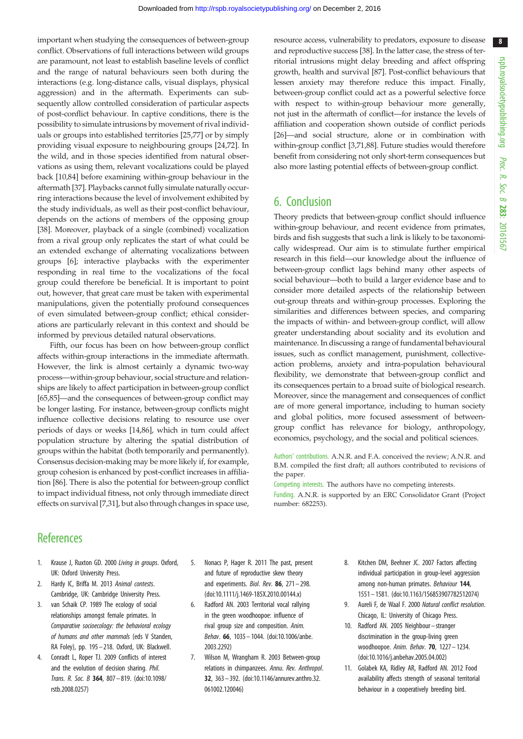important when studying the consequences of between-group conflict. Observations of full interactions between wild groups are paramount, not least to establish baseline levels of conflict and the range of natural behaviours seen both during the interactions (e.g. long-distance calls, visual displays, physical aggression) and in the aftermath. Experiments can subsequently allow controlled consideration of particular aspects of post-conflict behaviour. In captive conditions, there is the possibility to simulate intrusions by movement of rival individuals or groups into established territories [25,77] or by simply providing visual exposure to neighbouring groups [24,72]. In the wild, and in those species identified from natural observations as using them, relevant vocalizations could be played back [10,84] before examining within-group behaviour in the aftermath [37]. Playbacks cannot fully simulate naturally occurring interactions because the level of involvement exhibited by the study individuals, as well as their post-conflict behaviour, depends on the actions of members of the opposing group [38]. Moreover, playback of a single (combined) vocalization from a rival group only replicates the start of what could be an extended exchange of alternating vocalizations between groups [6]; interactive playbacks with the experimenter responding in real time to the vocalizations of the focal group could therefore be beneficial. It is important to point out, however, that great care must be taken with experimental manipulations, given the potentially profound consequences of even simulated between-group conflict; ethical considerations are particularly relevant in this context and should be informed by previous detailed natural observations.

Fifth, our focus has been on how between-group conflict affects within-group interactions in the immediate aftermath. However, the link is almost certainly a dynamic two-way process—within-group behaviour, social structure and relationships are likely to affect participation in between-group conflict [65,85]—and the consequences of between-group conflict may be longer lasting. For instance, between-group conflicts might influence collective decisions relating to resource use over periods of days or weeks [14,86], which in turn could affect population structure by altering the spatial distribution of groups within the habitat (both temporarily and permanently). Consensus decision-making may be more likely if, for example, group cohesion is enhanced by post-conflict increases in affiliation [86]. There is also the potential for between-group conflict to impact individual fitness, not only through immediate direct effects on survival [7,31], but also through changes in space use, resource access, vulnerability to predators, exposure to disease and reproductive success [38]. In the latter case, the stress of territorial intrusions might delay breeding and affect offspring growth, health and survival [87]. Post-conflict behaviours that lessen anxiety may therefore reduce this impact. Finally, between-group conflict could act as a powerful selective force with respect to within-group behaviour more generally, not just in the aftermath of conflict—for instance the levels of affiliation and cooperation shown outside of conflict periods [26]—and social structure, alone or in combination with within-group conflict [3,71,88]. Future studies would therefore benefit from considering not only short-term consequences but also more lasting potential effects of between-group conflict.

## 6. Conclusion

Theory predicts that between-group conflict should influence within-group behaviour, and recent evidence from primates, birds and fish suggests that such a link is likely to be taxonomically widespread. Our aim is to stimulate further empirical research in this field—our knowledge about the influence of between-group conflict lags behind many other aspects of social behaviour—both to build a larger evidence base and to consider more detailed aspects of the relationship between out-group threats and within-group processes. Exploring the similarities and differences between species, and comparing the impacts of within- and between-group conflict, will allow greater understanding about sociality and its evolution and maintenance. In discussing a range of fundamental behavioural issues, such as conflict management, punishment, collective-action problems, anxiety and intra-population behavioural flexibility, we demonstrate that between-group conflict and its consequences pertain to a broad suite of biological research. Moreover, since the management and consequences of conflict are of more general importance, including to human society and global politics, more focused assessment of between-group conflict has relevance for biology, anthropology, economics, psychology, and the social and political sciences.

Authors' contributions. A.N.R. and F.A. conceived the review; A.N.R. and B.M. compiled the first draft; all authors contributed to revisions of the paper.

Competing interests. The authors have no competing interests.

Funding. A.N.R. is supported by an ERC Consolidator Grant (Project number: 682253).

## References

1. Krause J, Ruxton GD. 2000 *Living in groups*. Oxford, UK: Oxford University Press.
2. Hardy IC, Briffa M. 2013 *Animal contests*. Cambridge, UK: Cambridge University Press.
3. van Schaik CP. 1989 The ecology of social relationships amongst female primates. In *Comparative socioecology: the behavioral ecology of humans and other mammals* (eds V Standen, RA Foley), pp. 195–218. Oxford, UK: Blackwell.
4. Conradt L, Roper TJ. 2009 Conflicts of interest and the evolution of decision sharing. *Phil. Trans. R. Soc. B* **364**, 807–819. (doi:10.1098/rstb.2008.0257)
5. Nonacs P, Hager R. 2011 The past, present and future of reproductive skew theory and experiments. *Biol. Rev.* **86**, 271–298. (doi:10.1111/j.1469-185X.2010.00144.x)
6. Radford AN. 2003 Territorial vocal rallying in the green woodhoopoe: influence of rival group size and composition. *Anim. Behav.* **66**, 1035–1044. (doi:10.1006/anbe.2003.2292)
7. Wilson M, Wrangham R. 2003 Between-group relations in chimpanzees. *Annu. Rev. Anthropol.* **32**, 363–392. (doi:10.1146/annurev.anthro.32.061002.120046)
8. Kitchen DM, Beehner JC. 2007 Factors affecting individual participation in group-level aggression among non-human primates. *Behaviour* **144**, 1551–1581. (doi:10.1163/156853907782512074)
9. Aureli F, de Waal F. 2000 *Natural conflict resolution*. Chicago, IL: University of Chicago Press.
10. Radford AN. 2005 Neighbour–stranger discrimination in the group-living green woodhoopoe. *Anim. Behav.* **70**, 1227–1234. (doi:10.1016/j.anbehav.2005.04.002)
11. Golabek KA, Ridley AR, Radford AN. 2012 Food availability affects strength of seasonal territorial behaviour in a cooperatively breeding bird.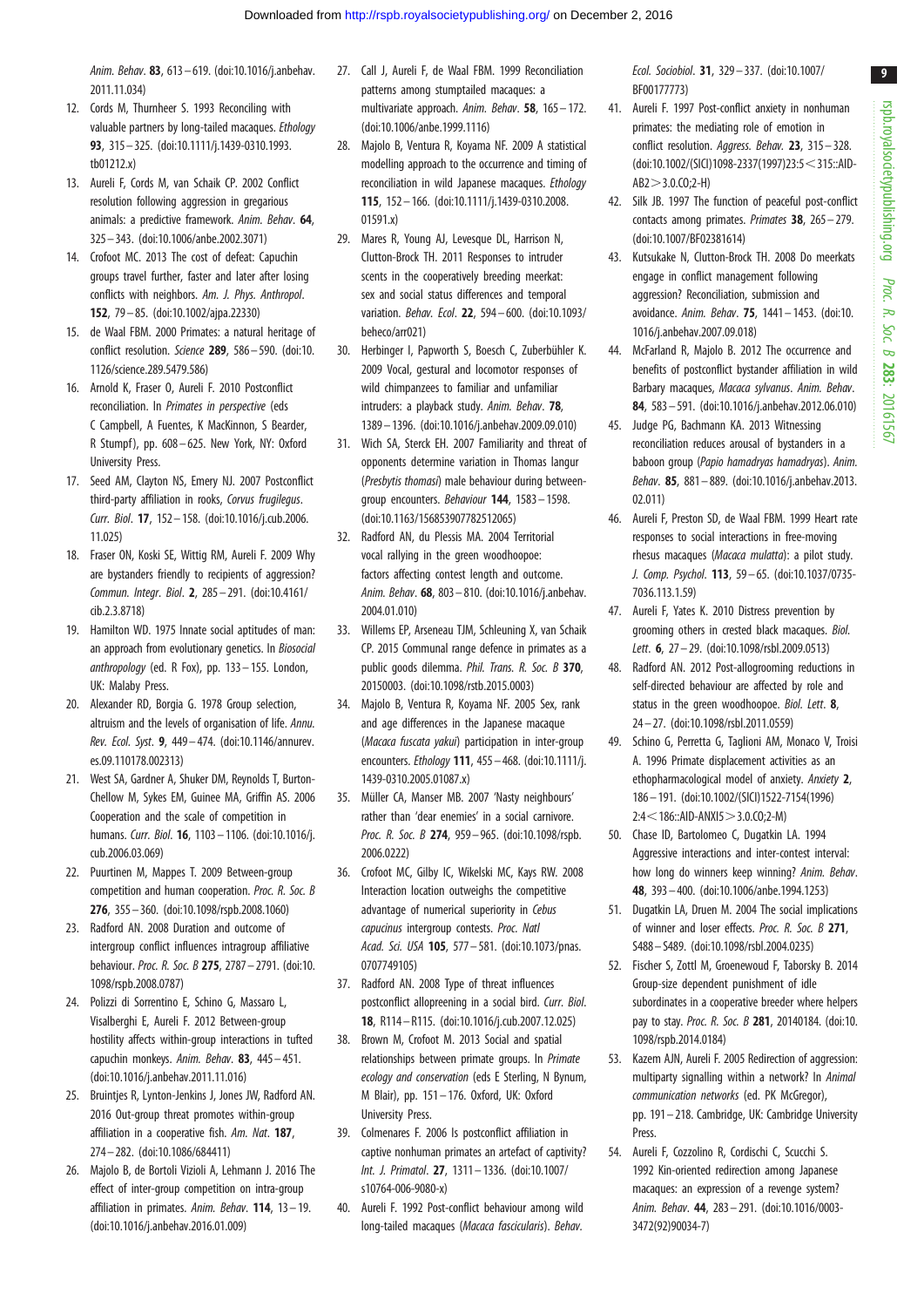*Anim. Behav.* **83**, 613–619. (doi:10.1016/j.anbehav.2011.11.034)

12. Cords M, Thurnheer S. 1993 Reconciling with valuable partners by long-tailed macaques. *Ethology* **93**, 315–325. (doi:10.1111/j.1439-0310.1993.tb01212.x)
13. Aureli F, Cords M, van Schaik CP. 2002 Conflict resolution following aggression in gregarious animals: a predictive framework. *Anim. Behav.* **64**, 325–343. (doi:10.1006/anbe.2002.3071)
14. Crofoot MC. 2013 The cost of defeat: Capuchin groups travel further, faster and later after losing conflicts with neighbors. *Am. J. Phys. Anthropol.* **152**, 79–85. (doi:10.1002/ajpa.22330)
15. de Waal FBM. 2000 Primates: a natural heritage of conflict resolution. *Science* **289**, 586–590. (doi:10.1126/science.289.5479.586)
16. Arnold K, Fraser O, Aureli F. 2010 Postconflict reconciliation. In *Primates in perspective* (eds C Campbell, A Fuentes, K MacKinnon, S Bearder, R Stumpf), pp. 608–625. New York, NY: Oxford University Press.
17. Seed AM, Clayton NS, Emery NJ. 2007 Postconflict third-party affiliation in rooks, *Corvus frugilegus*. *Curr. Biol.* **17**, 152–158. (doi:10.1016/j.cub.2006.11.025)
18. Fraser ON, Koski SE, Wittig RM, Aureli F. 2009 Why are bystanders friendly to recipients of aggression? *Commun. Integr. Biol.* **2**, 285–291. (doi:10.4161/cib.2.3.8718)
19. Hamilton WD. 1975 Innate social aptitudes of man: an approach from evolutionary genetics. In *Biosocial anthropology* (ed. R Fox), pp. 133–155. London, UK: Malaby Press.
20. Alexander RD, Borgia G. 1978 Group selection, altruism and the levels of organisation of life. *Annu. Rev. Ecol. Syst.* **9**, 449–474. (doi:10.1146/annurev.es.09.110178.002313)
21. West SA, Gardner A, Shuker DM, Reynolds T, Burton-Chellow M, Sykes EM, Guinee MA, Griffin AS. 2006 Cooperation and the scale of competition in humans. *Curr. Biol.* **16**, 1103–1106. (doi:10.1016/j.cub.2006.03.069)
22. Puurtinen M, Mappes T. 2009 Between-group competition and human cooperation. *Proc. R. Soc. B* **276**, 355–360. (doi:10.1098/rspb.2008.1060)
23. Radford AN. 2008 Duration and outcome of intergroup conflict influences intragroup affiliative behaviour. *Proc. R. Soc. B* **275**, 2787–2791. (doi:10.1098/rspb.2008.0787)
24. Polizzi di Sorrentino E, Schino G, Massaro L, Visalberghi E, Aureli F. 2012 Between-group hostility affects within-group interactions in tufted capuchin monkeys. *Anim. Behav.* **83**, 445–451. (doi:10.1016/j.anbehav.2011.11.016)
25. Bruintjes R, Lynton-Jenkins J, Jones JW, Radford AN. 2016 Out-group threat promotes within-group affiliation in a cooperative fish. *Am. Nat.* **187**, 274–282. (doi:10.1086/684411)
26. Majolo B, de Bortoli Vizioli A, Lehmann J. 2016 The effect of inter-group competition on intra-group affiliation in primates. *Anim. Behav.* **114**, 13–19. (doi:10.1016/j.anbehav.2016.01.009)
27. Call J, Aureli F, de Waal FBM. 1999 Reconciliation patterns among stumptailed macaques: a multivariate approach. *Anim. Behav.* **58**, 165–172. (doi:10.1006/anbe.1999.1116)
28. Majolo B, Ventura R, Koyama NF. 2009 A statistical modelling approach to the occurrence and timing of reconciliation in wild Japanese macaques. *Ethology* **115**, 152–166. (doi:10.1111/j.1439-0310.2008.01591.x)
29. Mares R, Young AJ, Levesque DL, Harrison N, Clutton-Brock TH. 2011 Responses to intruder scents in the cooperatively breeding meerkat: sex and social status differences and temporal variation. *Behav. Ecol.* **22**, 594–600. (doi:10.1093/beheco/arr021)
30. Herbinger I, Papworth S, Boesch C, Zuberbühler K. 2009 Vocal, gestural and locomotor responses of wild chimpanzees to familiar and unfamiliar intruders: a playback study. *Anim. Behav.* **78**, 1389–1396. (doi:10.1016/j.anbehav.2009.09.010)
31. Wich SA, Sterck EH. 2007 Familiarity and threat of opponents determine variation in Thomas langur (*Presbytis thomasi*) male behaviour during between-group encounters. *Behaviour* **144**, 1583–1598. (doi:10.1163/156853907782512065)
32. Radford AN, du Plessis MA. 2004 Territorial vocal rallying in the green woodhoopoe: factors affecting contest length and outcome. *Anim. Behav.* **68**, 803–810. (doi:10.1016/j.anbehav.2004.01.010)
33. Willems EP, Arseneau TJM, Schleuning X, van Schaik CP. 2015 Communal range defence in primates as a public goods dilemma. *Phil. Trans. R. Soc. B* **370**, 20150003. (doi:10.1098/rstb.2015.0003)
34. Majolo B, Ventura R, Koyama NF. 2005 Sex, rank and age differences in the Japanese macaque (*Macaca fuscata yakui*) participation in inter-group encounters. *Ethology* **111**, 455–468. (doi:10.1111/j.1439-0310.2005.01087.x)
35. Müller CA, Manser MB. 2007 'Nasty neighbours' rather than 'dear enemies' in a social carnivore. *Proc. R. Soc. B* **274**, 959–965. (doi:10.1098/rspb.2006.0222)
36. Crofoot MC, Gilby IC, Wikelski MC, Kays RW. 2008 Interaction location outweighs the competitive advantage of numerical superiority in *Cebus capucinus* intergroup contests. *Proc. Natl Acad. Sci. USA* **105**, 577–581. (doi:10.1073/pnas.0707749105)
37. Radford AN. 2008 Type of threat influences postconflict allopreening in a social bird. *Curr. Biol.* **18**, R114–R115. (doi:10.1016/j.cub.2007.12.025)
38. Brown M, Crofoot M. 2013 Social and spatial relationships between primate groups. In *Primate ecology and conservation* (eds E Sterling, N Bynum, M Blair), pp. 151–176. Oxford, UK: Oxford University Press.
39. Colmenares F. 2006 Is postconflict affiliation in captive nonhuman primates an artefact of captivity? *Int. J. Primatol.* **27**, 1311–1336. (doi:10.1007/s10764-006-9080-x)
40. Aureli F. 1992 Post-conflict behaviour among wild long-tailed macaques (*Macaca fascicularis*). *Behav. Ecol. Sociobiol.* **31**, 329–337. (doi:10.1007/BF00177773)
41. Aureli F. 1997 Post-conflict anxiety in nonhuman primates: the mediating role of emotion in conflict resolution. *Aggress. Behav.* **23**, 315–328. (doi:10.1002/(SICI)1098-2337(1997)23:5<315::AID-AB2>3.0.CO;2-H)
42. Silk JB. 1997 The function of peaceful post-conflict contacts among primates. *Primates* **38**, 265–279. (doi:10.1007/BF02381614)
43. Kutsukake N, Clutton-Brock TH. 2008 Do meerkats engage in conflict management following aggression? Reconciliation, submission and avoidance. *Anim. Behav.* **75**, 1441–1453. (doi:10.1016/j.anbehav.2007.09.018)
44. McFarland R, Majolo B. 2012 The occurrence and benefits of postconflict bystander affiliation in wild Barbary macaques, *Macaca sylvanus*. *Anim. Behav.* **84**, 583–591. (doi:10.1016/j.anbehav.2012.06.010)
45. Judge PG, Bachmann KA. 2013 Witnessing reconciliation reduces arousal of bystanders in a baboon group (*Papio hamadryas hamadryas*). *Anim. Behav.* **85**, 881–889. (doi:10.1016/j.anbehav.2013.02.011)
46. Aureli F, Preston SD, de Waal FBM. 1999 Heart rate responses to social interactions in free-moving rhesus macaques (*Macaca mulatta*): a pilot study. *J. Comp. Psychol.* **113**, 59–65. (doi:10.1037/0735-7036.113.1.59)
47. Aureli F, Yates K. 2010 Distress prevention by grooming others in crested black macaques. *Biol. Lett.* **6**, 27–29. (doi:10.1098/rsbl.2009.0513)
48. Radford AN. 2012 Post-allogrooming reductions in self-directed behaviour are affected by role and status in the green woodhoopoe. *Biol. Lett.* **8**, 24–27. (doi:10.1098/rsbl.2011.0559)
49. Schino G, Perretta G, Taglioni AM, Monaco V, Troisi A. 1996 Primate displacement activities as an ethopharmacological model of anxiety. *Anxiety* **2**, 186–191. (doi:10.1002/(SICI)1522-7154(1996)2:4<186::AID-ANXI5>3.0.CO;2-M)
50. Chase ID, Bartolomeo C, Dugatkin LA. 1994 Aggressive interactions and inter-contest interval: how long do winners keep winning? *Anim. Behav.* **48**, 393–400. (doi:10.1006/anbe.1994.1253)
51. Dugatkin LA, Druen M. 2004 The social implications of winner and loser effects. *Proc. R. Soc. B* **271**, S488–S489. (doi:10.1098/rsbl.2004.0235)
52. Fischer S, Zottl M, Groenewoud F, Taborsky B. 2014 Group-size dependent punishment of idle subordinates in a cooperative breeder where helpers pay to stay. *Proc. R. Soc. B* **281**, 20140184. (doi:10.1098/rspb.2014.0184)
53. Kazem AJN, Aureli F. 2005 Redirection of aggression: multiparty signalling within a network? In *Animal communication networks* (ed. PK McGregor), pp. 191–218. Cambridge, UK: Cambridge University Press.
54. Aureli F, Cozzolino R, Cordischi C, Scucchi S. 1992 Kin-oriented redirection among Japanese macaques: an expression of a revenge system? *Anim. Behav.* **44**, 283–291. (doi:10.1016/0003-3472(92)90034-7)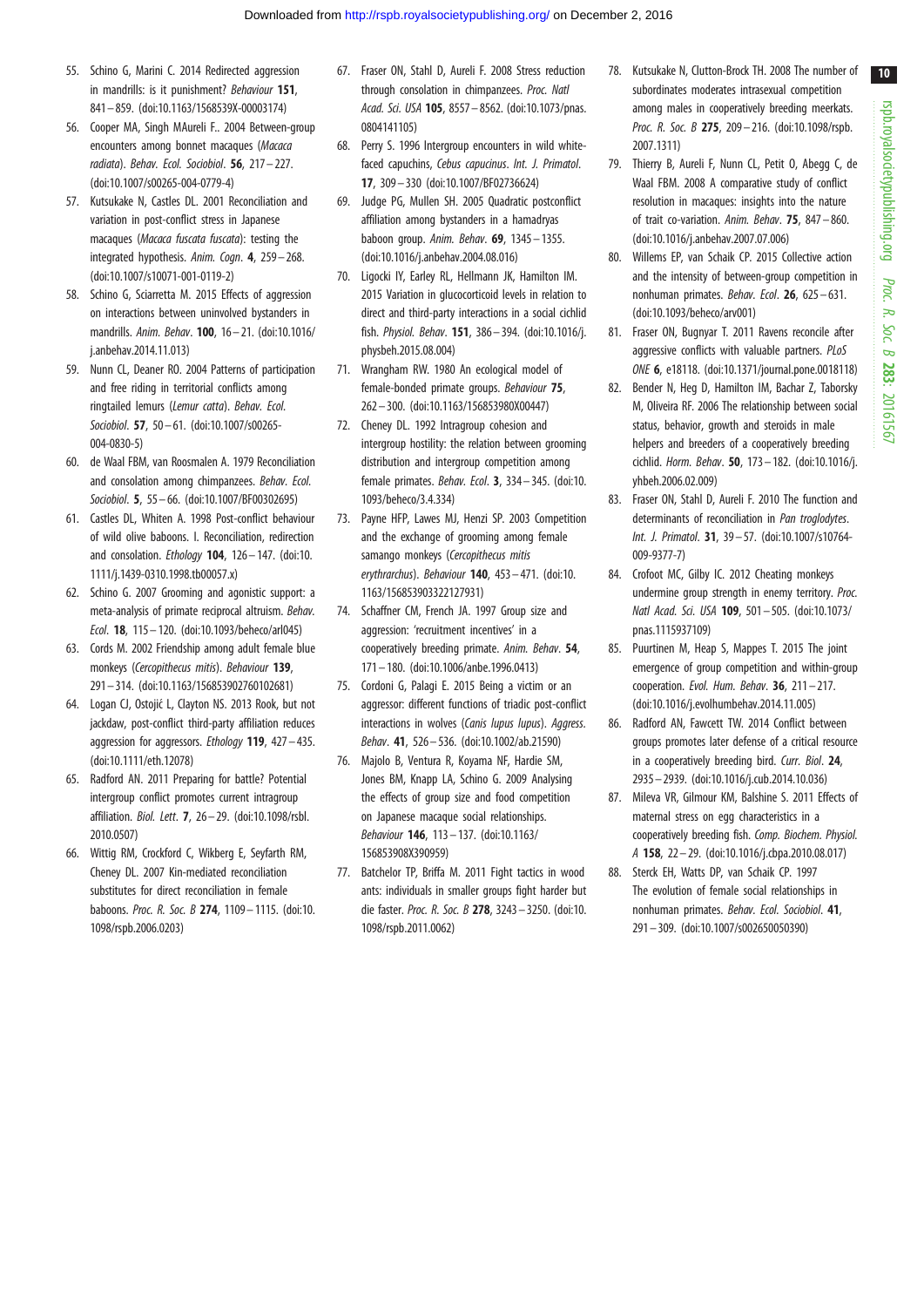55. Schino G, Marini C. 2014 Redirected aggression in mandrills: is it punishment? *Behaviour* **151**, 841–859. (doi:10.1163/1568539X-00003174)
56. Cooper MA, Singh MAureli F.. 2004 Between-group encounters among bonnet macaques (*Macaca radiata*). *Behav. Ecol. Sociobiol*. **56**, 217–227. (doi:10.1007/s00265-004-0779-4)
57. Kutsukake N, Castles DL. 2001 Reconciliation and variation in post-conflict stress in Japanese macaques (*Macaca fuscata fuscata*): testing the integrated hypothesis. *Anim. Cogn*. **4**, 259–268. (doi:10.1007/s10071-001-0119-2)
58. Schino G, Sciarretta M. 2015 Effects of aggression on interactions between uninvolved bystanders in mandrills. *Anim. Behav*. **100**, 16–21. (doi:10.1016/j.anbehav.2014.11.013)
59. Nunn CL, Deaner RO. 2004 Patterns of participation and free riding in territorial conflicts among ringtailed lemurs (*Lemur catta*). *Behav. Ecol. Sociobiol*. **57**, 50–61. (doi:10.1007/s00265-004-0830-5)
60. de Waal FBM, van Roosmalen A. 1979 Reconciliation and consolation among chimpanzees. *Behav. Ecol. Sociobiol*. **5**, 55–66. (doi:10.1007/BF00302695)
61. Castles DL, Whiten A. 1998 Post-conflict behaviour of wild olive baboons. I. Reconciliation, redirection and consolation. *Ethology* **104**, 126–147. (doi:10.1111/j.1439-0310.1998.tb00057.x)
62. Schino G. 2007 Grooming and agonistic support: a meta-analysis of primate reciprocal altruism. *Behav. Ecol*. **18**, 115–120. (doi:10.1093/beheco/arl045)
63. Cords M. 2002 Friendship among adult female blue monkeys (*Cercopithecus mitis*). *Behaviour* **139**, 291–314. (doi:10.1163/156853902760102681)
64. Logan CJ, Ostojić L, Clayton NS. 2013 Rook, but not jackdaw, post-conflict third-party affiliation reduces aggression for aggressors. *Ethology* **119**, 427–435. (doi:10.1111/eth.12078)
65. Radford AN. 2011 Preparing for battle? Potential intergroup conflict promotes current intragroup affiliation. *Biol. Lett*. **7**, 26–29. (doi:10.1098/rsbl.2010.0507)
66. Wittig RM, Crockford C, Wikberg E, Seyfarth RM, Cheney DL. 2007 Kin-mediated reconciliation substitutes for direct reconciliation in female baboons. *Proc. R. Soc. B* **274**, 1109–1115. (doi:10.1098/rspb.2006.0203)
67. Fraser ON, Stahl D, Aureli F. 2008 Stress reduction through consolation in chimpanzees. *Proc. Natl Acad. Sci. USA* **105**, 8557–8562. (doi:10.1073/pnas.0804141105)
68. Perry S. 1996 Intergroup encounters in wild white-faced capuchins, *Cebus capucinus*. *Int. J. Primatol*. **17**, 309–330 (doi:10.1007/BF02736624)
69. Judge PG, Mullen SH. 2005 Quadratic postconflict affiliation among bystanders in a hamadryas baboon group. *Anim. Behav*. **69**, 1345–1355. (doi:10.1016/j.anbehav.2004.08.016)
70. Ligocki IY, Earley RL, Hellmann JK, Hamilton IM. 2015 Variation in glucocorticoid levels in relation to direct and third-party interactions in a social cichlid fish. *Physiol. Behav*. **151**, 386–394. (doi:10.1016/j.physbeh.2015.08.004)
71. Wrangham RW. 1980 An ecological model of female-bonded primate groups. *Behaviour* **75**, 262–300. (doi:10.1163/156853980X00447)
72. Cheney DL. 1992 Intragroup cohesion and intergroup hostility: the relation between grooming distribution and intergroup competition among female primates. *Behav. Ecol*. **3**, 334–345. (doi:10.1093/beheco/3.4.334)
73. Payne HFP, Lawes MJ, Henzi SP. 2003 Competition and the exchange of grooming among female samango monkeys (*Cercopithecus mitis erythrarchus*). *Behaviour* **140**, 453–471. (doi:10.1163/156853903322127931)
74. Schaffner CM, French JA. 1997 Group size and aggression: 'recruitment incentives' in a cooperatively breeding primate. *Anim. Behav*. **54**, 171–180. (doi:10.1006/anbe.1996.0413)
75. Cordoni G, Palagi E. 2015 Being a victim or an aggressor: different functions of triadic post-conflict interactions in wolves (*Canis lupus lupus*). *Aggress. Behav*. **41**, 526–536. (doi:10.1002/ab.21590)
76. Majolo B, Ventura R, Koyama NF, Hardie SM, Jones BM, Knapp LA, Schino G. 2009 Analysing the effects of group size and food competition on Japanese macaque social relationships. *Behaviour* **146**, 113–137. (doi:10.1163/156853908X390959)
77. Batchelor TP, Briffa M. 2011 Fight tactics in wood ants: individuals in smaller groups fight harder but die faster. *Proc. R. Soc. B* **278**, 3243–3250. (doi:10.1098/rspb.2011.0062)
78. Kutsukake N, Clutton-Brock TH. 2008 The number of subordinates moderates intrasexual competition among males in cooperatively breeding meerkats. *Proc. R. Soc. B* **275**, 209–216. (doi:10.1098/rspb.2007.1311)
79. Thierry B, Aureli F, Nunn CL, Petit O, Abegg C, de Waal FBM. 2008 A comparative study of conflict resolution in macaques: insights into the nature of trait co-variation. *Anim. Behav*. **75**, 847–860. (doi:10.1016/j.anbehav.2007.07.006)
80. Willems EP, van Schaik CP. 2015 Collective action and the intensity of between-group competition in nonhuman primates. *Behav. Ecol*. **26**, 625–631. (doi:10.1093/beheco/arv001)
81. Fraser ON, Bugnyar T. 2011 Ravens reconcile after aggressive conflicts with valuable partners. *PLoS ONE* **6**, e18118. (doi:10.1371/journal.pone.0018118)
82. Bender N, Heg D, Hamilton IM, Bachar Z, Taborsky M, Oliveira RF. 2006 The relationship between social status, behavior, growth and steroids in male helpers and breeders of a cooperatively breeding cichlid. *Horm. Behav*. **50**, 173–182. (doi:10.1016/j.yhbeh.2006.02.009)
83. Fraser ON, Stahl D, Aureli F. 2010 The function and determinants of reconciliation in *Pan troglodytes*. *Int. J. Primatol*. **31**, 39–57. (doi:10.1007/s10764-009-9377-7)
84. Crofoot MC, Gilby IC. 2012 Cheating monkeys undermine group strength in enemy territory. *Proc. Natl Acad. Sci. USA* **109**, 501–505. (doi:10.1073/pnas.1115937109)
85. Puurtinen M, Heap S, Mappes T. 2015 The joint emergence of group competition and within-group cooperation. *Evol. Hum. Behav*. **36**, 211–217. (doi:10.1016/j.evolhumbehav.2014.11.005)
86. Radford AN, Fawcett TW. 2014 Conflict between groups promotes later defense of a critical resource in a cooperatively breeding bird. *Curr. Biol*. **24**, 2935–2939. (doi:10.1016/j.cub.2014.10.036)
87. Mileva VR, Gilmour KM, Balshine S. 2011 Effects of maternal stress on egg characteristics in a cooperatively breeding fish. *Comp. Biochem. Physiol. A* **158**, 22–29. (doi:10.1016/j.cbpa.2010.08.017)
88. Sterck EH, Watts DP, van Schaik CP. 1997 The evolution of female social relationships in nonhuman primates. *Behav. Ecol. Sociobiol*. **41**, 291–309. (doi:10.1007/s002650050390)